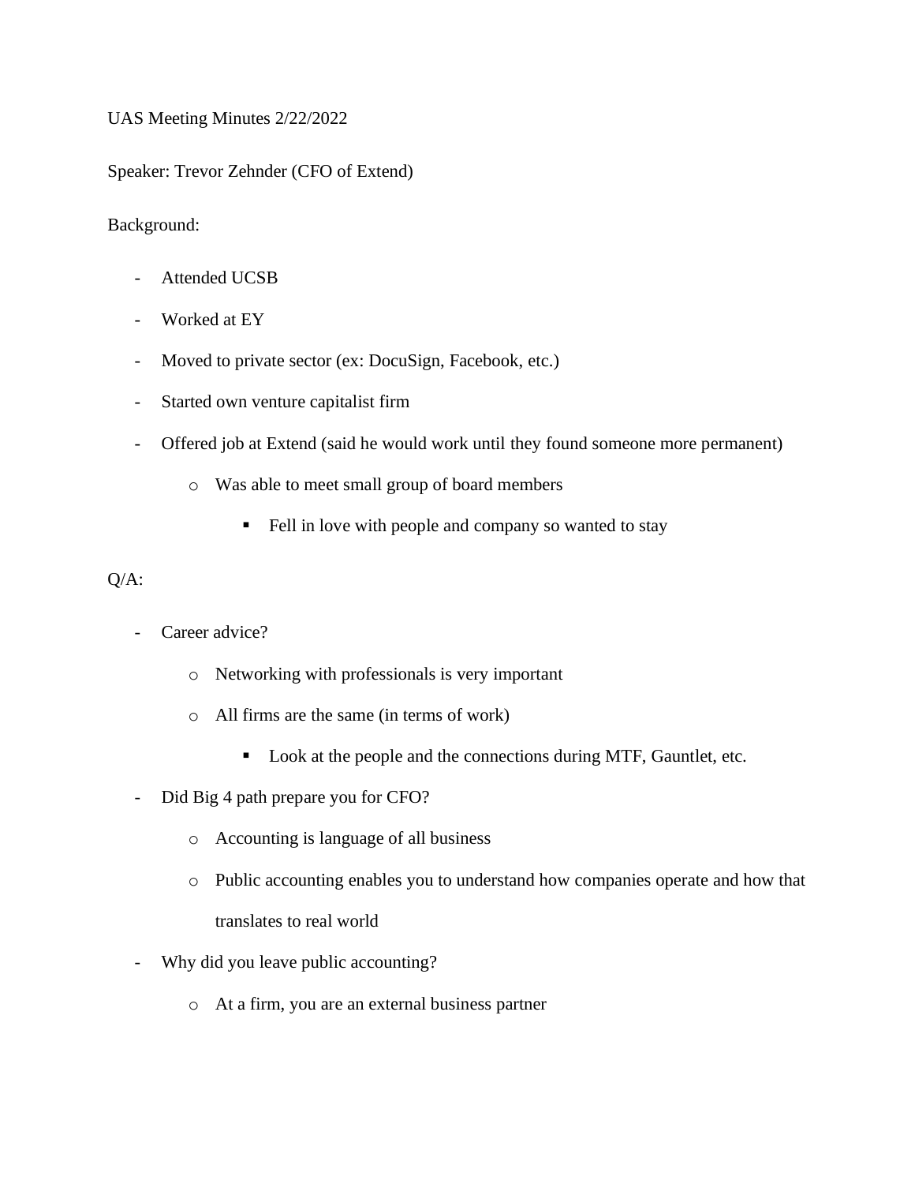UAS Meeting Minutes 2/22/2022

Speaker: Trevor Zehnder (CFO of Extend)

Background:

- Attended UCSB
- Worked at EY
- Moved to private sector (ex: DocuSign, Facebook, etc.)
- Started own venture capitalist firm
- Offered job at Extend (said he would work until they found someone more permanent)
  - Was able to meet small group of board members
    - Fell in love with people and company so wanted to stay

Q/A:

- Career advice?
  - Networking with professionals is very important
  - All firms are the same (in terms of work)
    - Look at the people and the connections during MTF, Gauntlet, etc.
- Did Big 4 path prepare you for CFO?
  - Accounting is language of all business
  - Public accounting enables you to understand how companies operate and how that translates to real world
- Why did you leave public accounting?
  - At a firm, you are an external business partner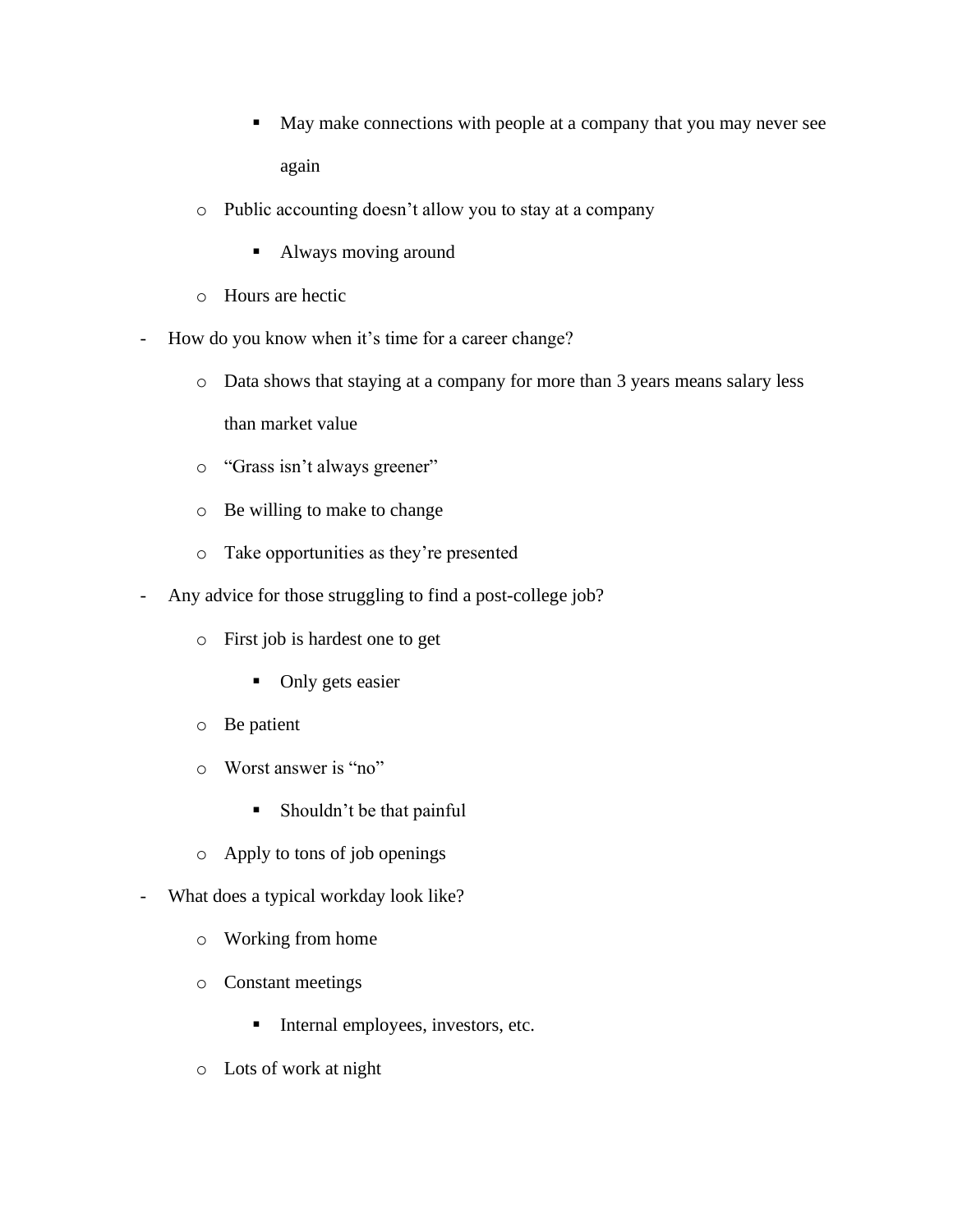- May make connections with people at a company that you may never see again
    - Public accounting doesn't allow you to stay at a company
        - Always moving around
    - Hours are hectic
- How do you know when it's time for a career change?
    - Data shows that staying at a company for more than 3 years means salary less than market value
    - "Grass isn't always greener"
    - Be willing to make to change
    - Take opportunities as they're presented
- Any advice for those struggling to find a post-college job?
    - First job is hardest one to get
        - Only gets easier
    - Be patient
    - Worst answer is "no"
        - Shouldn't be that painful
    - Apply to tons of job openings
- What does a typical workday look like?
    - Working from home
    - Constant meetings
        - Internal employees, investors, etc.
    - Lots of work at night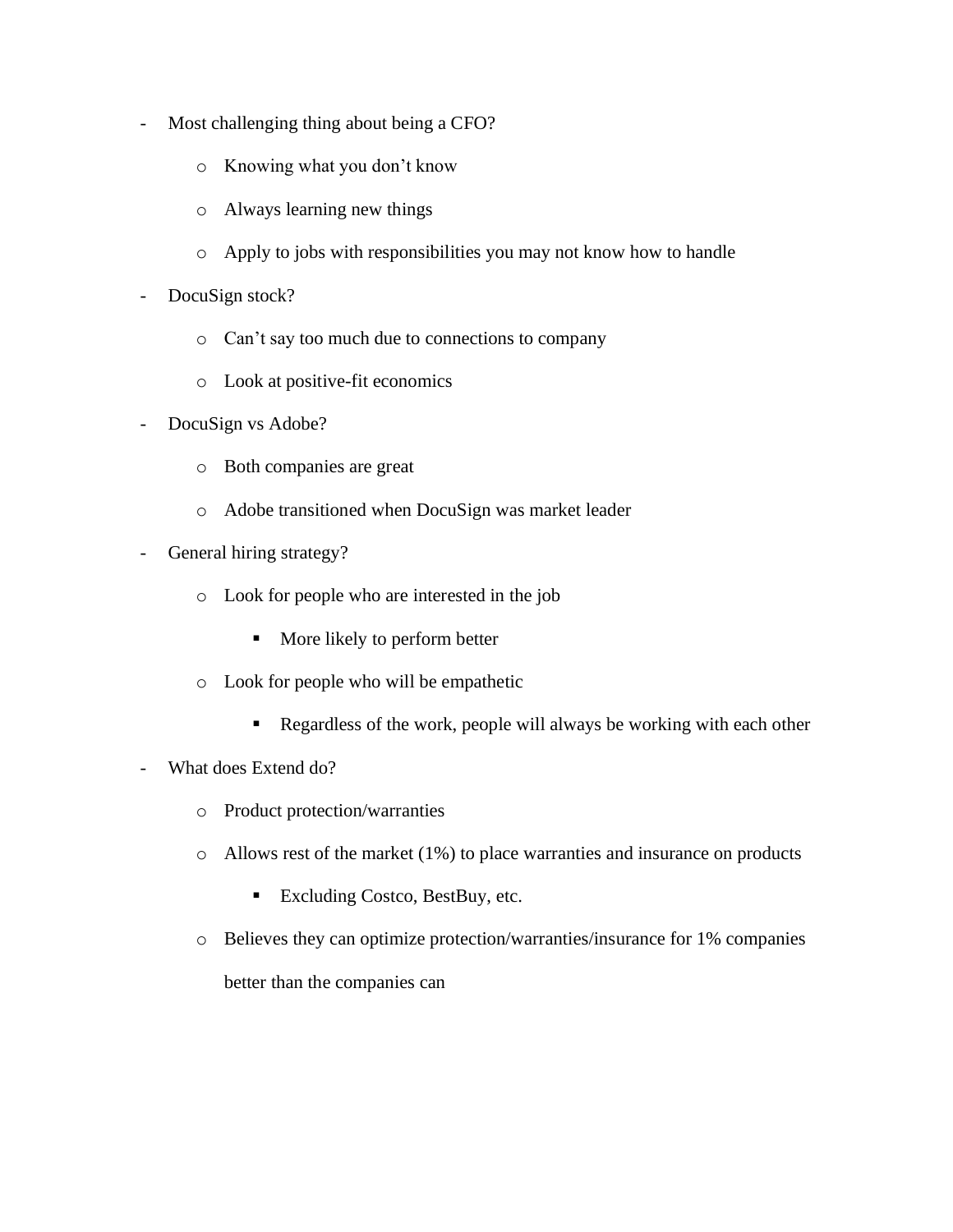- Most challenging thing about being a CFO?
  - Knowing what you don't know
  - Always learning new things
  - Apply to jobs with responsibilities you may not know how to handle
- DocuSign stock?
  - Can't say too much due to connections to company
  - Look at positive-fit economics
- DocuSign vs Adobe?
  - Both companies are great
  - Adobe transitioned when DocuSign was market leader
- General hiring strategy?
  - Look for people who are interested in the job
    - More likely to perform better
  - Look for people who will be empathetic
    - Regardless of the work, people will always be working with each other
- What does Extend do?
  - Product protection/warranties
  - Allows rest of the market (1%) to place warranties and insurance on products
    - Excluding Costco, BestBuy, etc.
  - Believes they can optimize protection/warranties/insurance for 1% companies better than the companies can